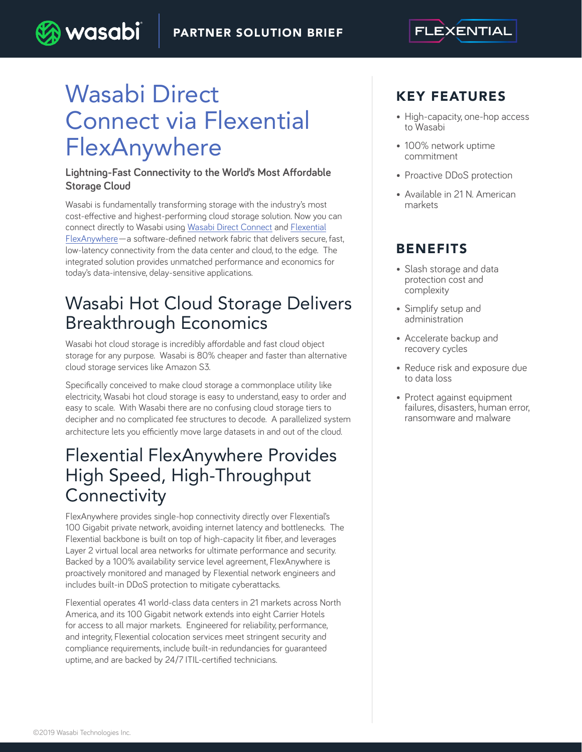PARTNER SOLUTION BRIEF

# Wasabi Direct Connect via Flexential FlexAnywhere

**Lightning-Fast Connectivity to the World's Most Affordable Storage Cloud**

Wasabi is fundamentally transforming storage with the industry's most cost-effective and highest-performing cloud storage solution. Now you can connect directly to Wasabi using Wasabi Direct Connect and Flexential FlexAnywhere—a software-defined network fabric that delivers secure, fast, low-latency connectivity from the data center and cloud, to the edge. The integrated solution provides unmatched performance and economics for today's data-intensive, delay-sensitive applications.

## Wasabi Hot Cloud Storage Delivers Breakthrough Economics

Wasabi hot cloud storage is incredibly affordable and fast cloud object storage for any purpose. Wasabi is 80% cheaper and faster than alternative cloud storage services like Amazon S3.

Specifically conceived to make cloud storage a commonplace utility like electricity, Wasabi hot cloud storage is easy to understand, easy to order and easy to scale. With Wasabi there are no confusing cloud storage tiers to decipher and no complicated fee structures to decode. A parallelized system architecture lets you efficiently move large datasets in and out of the cloud.

## Flexential FlexAnywhere Provides High Speed, High-Throughput Connectivity

FlexAnywhere provides single-hop connectivity directly over Flexential's 100 Gigabit private network, avoiding internet latency and bottlenecks. The Flexential backbone is built on top of high-capacity lit fiber, and leverages Layer 2 virtual local area networks for ultimate performance and security. Backed by a 100% availability service level agreement, FlexAnywhere is proactively monitored and managed by Flexential network engineers and includes built-in DDoS protection to mitigate cyberattacks.

Flexential operates 41 world-class data centers in 21 markets across North America, and its 100 Gigabit network extends into eight Carrier Hotels for access to all major markets. Engineered for reliability, performance, and integrity, Flexential colocation services meet stringent security and compliance requirements, include built-in redundancies for guaranteed uptime, and are backed by 24/7 ITIL-certified technicians.

## KEY FEATURES

- High-capacity, one-hop access to Wasabi
- 100% network uptime commitment
- Proactive DDoS protection
- Available in 21 N. American markets

## BENEFITS

- Slash storage and data protection cost and complexity
- Simplify setup and administration
- Accelerate backup and recovery cycles
- Reduce risk and exposure due to data loss
- Protect against equipment failures, disasters, human error, ransomware and malware

©2019 Wasabi Technologies Inc.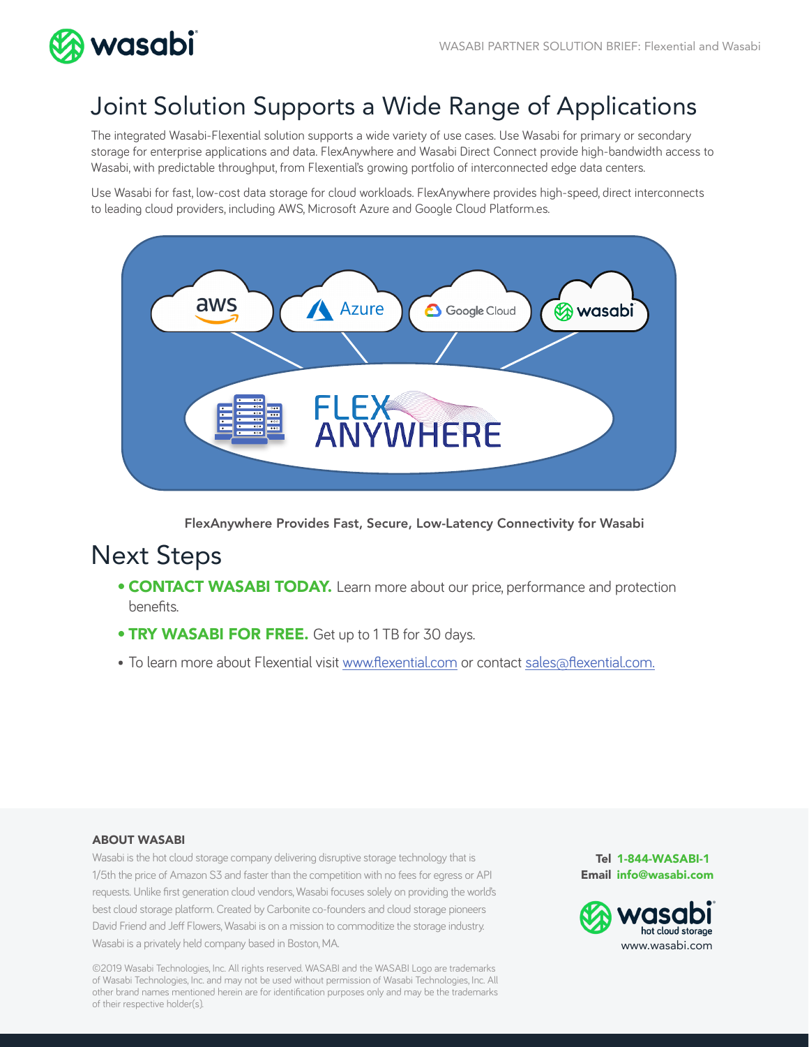# Joint Solution Supports a Wide Range of Applications

The integrated Wasabi-Flexential solution supports a wide variety of use cases. Use Wasabi for primary or secondary storage for enterprise applications and data. FlexAnywhere and Wasabi Direct Connect provide high-bandwidth access to Wasabi, with predictable throughput, from Flexential's growing portfolio of interconnected edge data centers.

Use Wasabi for fast, low-cost data storage for cloud workloads. FlexAnywhere provides high-speed, direct interconnects to leading cloud providers, including AWS, Microsoft Azure and Google Cloud Platform.es.

aws

Azure

Google Cloud

wasabi

FLEX ANYWHERE

**FlexAnywhere Provides Fast, Secure, Low-Latency Connectivity for Wasabi**

# Next Steps

- **CONTACT WASABI TODAY.** Learn more about our price, performance and protection benefits.
- **TRY WASABI FOR FREE.** Get up to 1 TB for 30 days.
- To learn more about Flexential visit www.flexential.com or contact sales@flexential.com.

**ABOUT WASABI**

Wasabi is the hot cloud storage company delivering disruptive storage technology that is 1/5th the price of Amazon S3 and faster than the competition with no fees for egress or API requests. Unlike first generation cloud vendors, Wasabi focuses solely on providing the world's best cloud storage platform. Created by Carbonite co-founders and cloud storage pioneers David Friend and Jeff Flowers, Wasabi is on a mission to commoditize the storage industry. Wasabi is a privately held company based in Boston, MA.

©2019 Wasabi Technologies, Inc. All rights reserved. WASABI and the WASABI Logo are trademarks of Wasabi Technologies, Inc. and may not be used without permission of Wasabi Technologies, Inc. All other brand names mentioned herein are for identification purposes only and may be the trademarks of their respective holder(s).

**Tel** 1-844-WASABI-1
**Email** info@wasabi.com

wasabi hot cloud storage
www.wasabi.com